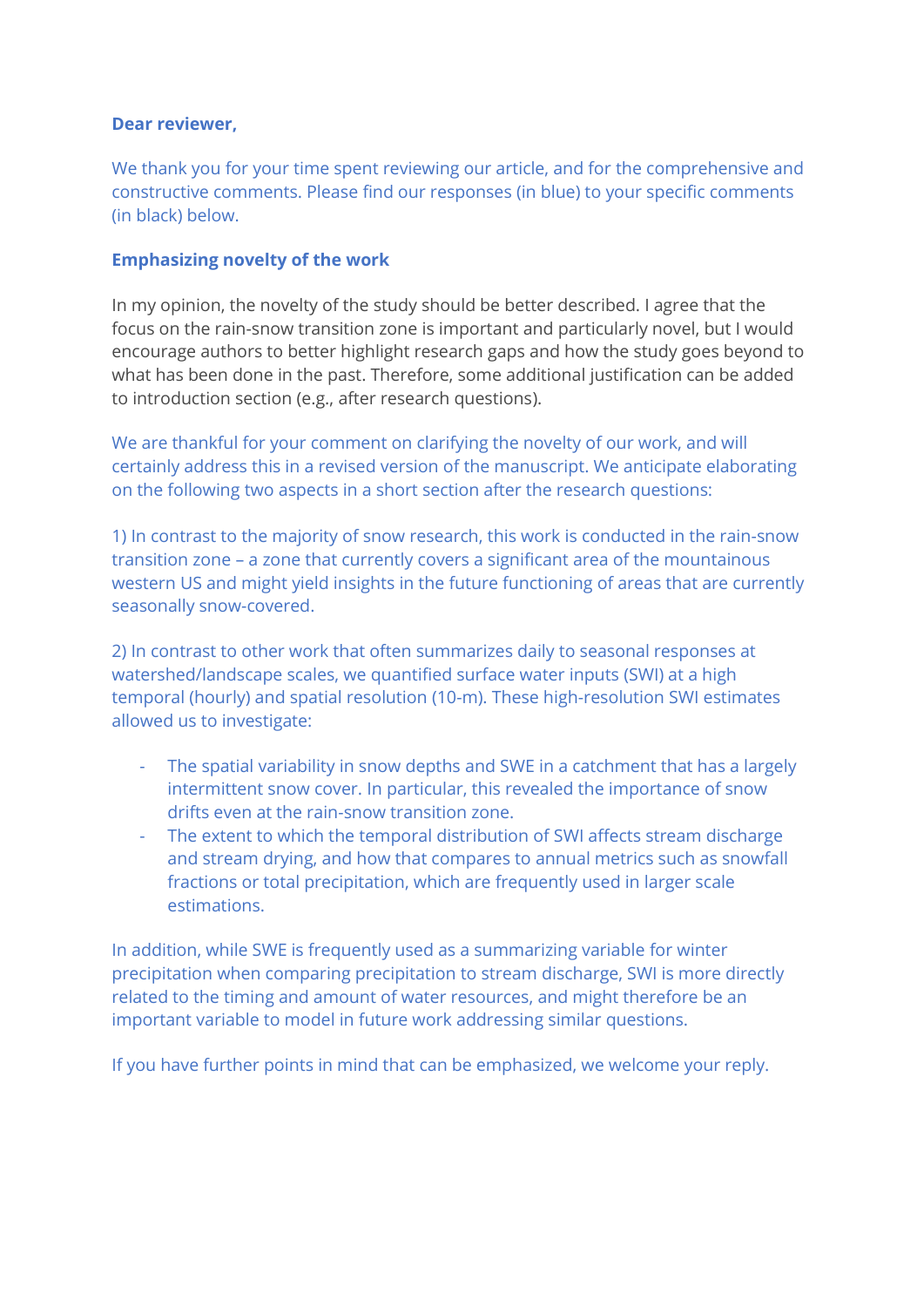**Dear reviewer,**

We thank you for your time spent reviewing our article, and for the comprehensive and constructive comments. Please find our responses (in blue) to your specific comments (in black) below.

## Emphasizing novelty of the work

In my opinion, the novelty of the study should be better described. I agree that the focus on the rain-snow transition zone is important and particularly novel, but I would encourage authors to better highlight research gaps and how the study goes beyond to what has been done in the past. Therefore, some additional justification can be added to introduction section (e.g., after research questions).

We are thankful for your comment on clarifying the novelty of our work, and will certainly address this in a revised version of the manuscript. We anticipate elaborating on the following two aspects in a short section after the research questions:

1) In contrast to the majority of snow research, this work is conducted in the rain-snow transition zone – a zone that currently covers a significant area of the mountainous western US and might yield insights in the future functioning of areas that are currently seasonally snow-covered.

2) In contrast to other work that often summarizes daily to seasonal responses at watershed/landscape scales, we quantified surface water inputs (SWI) at a high temporal (hourly) and spatial resolution (10-m). These high-resolution SWI estimates allowed us to investigate:

- The spatial variability in snow depths and SWE in a catchment that has a largely intermittent snow cover. In particular, this revealed the importance of snow drifts even at the rain-snow transition zone.
- The extent to which the temporal distribution of SWI affects stream discharge and stream drying, and how that compares to annual metrics such as snowfall fractions or total precipitation, which are frequently used in larger scale estimations.

In addition, while SWE is frequently used as a summarizing variable for winter precipitation when comparing precipitation to stream discharge, SWI is more directly related to the timing and amount of water resources, and might therefore be an important variable to model in future work addressing similar questions.

If you have further points in mind that can be emphasized, we welcome your reply.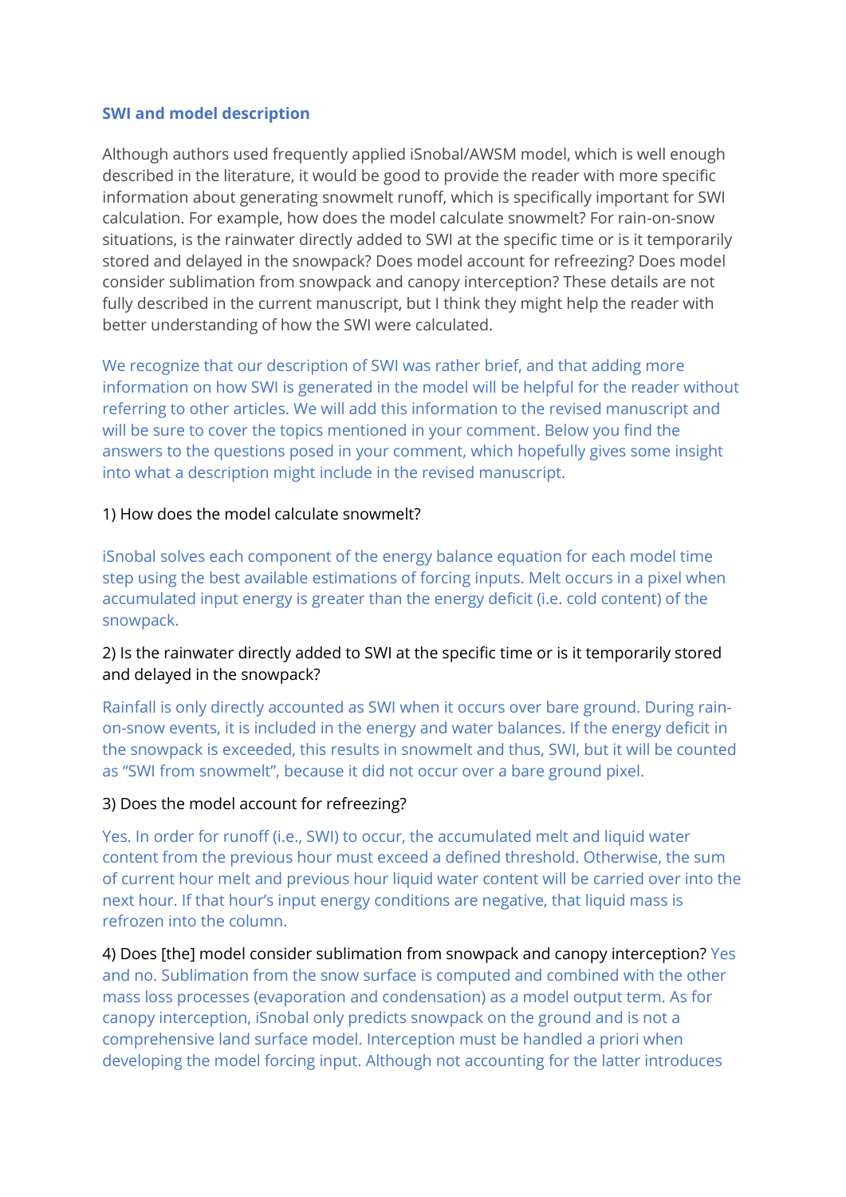### SWI and model description

Although authors used frequently applied iSnobal/AWSM model, which is well enough described in the literature, it would be good to provide the reader with more specific information about generating snowmelt runoff, which is specifically important for SWI calculation. For example, how does the model calculate snowmelt? For rain-on-snow situations, is the rainwater directly added to SWI at the specific time or is it temporarily stored and delayed in the snowpack? Does model account for refreezing? Does model consider sublimation from snowpack and canopy interception? These details are not fully described in the current manuscript, but I think they might help the reader with better understanding of how the SWI were calculated.

We recognize that our description of SWI was rather brief, and that adding more information on how SWI is generated in the model will be helpful for the reader without referring to other articles. We will add this information to the revised manuscript and will be sure to cover the topics mentioned in your comment. Below you find the answers to the questions posed in your comment, which hopefully gives some insight into what a description might include in the revised manuscript.

1) How does the model calculate snowmelt?

iSnobal solves each component of the energy balance equation for each model time step using the best available estimations of forcing inputs. Melt occurs in a pixel when accumulated input energy is greater than the energy deficit (i.e. cold content) of the snowpack.

2) Is the rainwater directly added to SWI at the specific time or is it temporarily stored and delayed in the snowpack?

Rainfall is only directly accounted as SWI when it occurs over bare ground. During rain-on-snow events, it is included in the energy and water balances. If the energy deficit in the snowpack is exceeded, this results in snowmelt and thus, SWI, but it will be counted as "SWI from snowmelt", because it did not occur over a bare ground pixel.

3) Does the model account for refreezing?

Yes. In order for runoff (i.e., SWI) to occur, the accumulated melt and liquid water content from the previous hour must exceed a defined threshold. Otherwise, the sum of current hour melt and previous hour liquid water content will be carried over into the next hour. If that hour's input energy conditions are negative, that liquid mass is refrozen into the column.

4) Does [the] model consider sublimation from snowpack and canopy interception? Yes and no. Sublimation from the snow surface is computed and combined with the other mass loss processes (evaporation and condensation) as a model output term. As for canopy interception, iSnobal only predicts snowpack on the ground and is not a comprehensive land surface model. Interception must be handled a priori when developing the model forcing input. Although not accounting for the latter introduces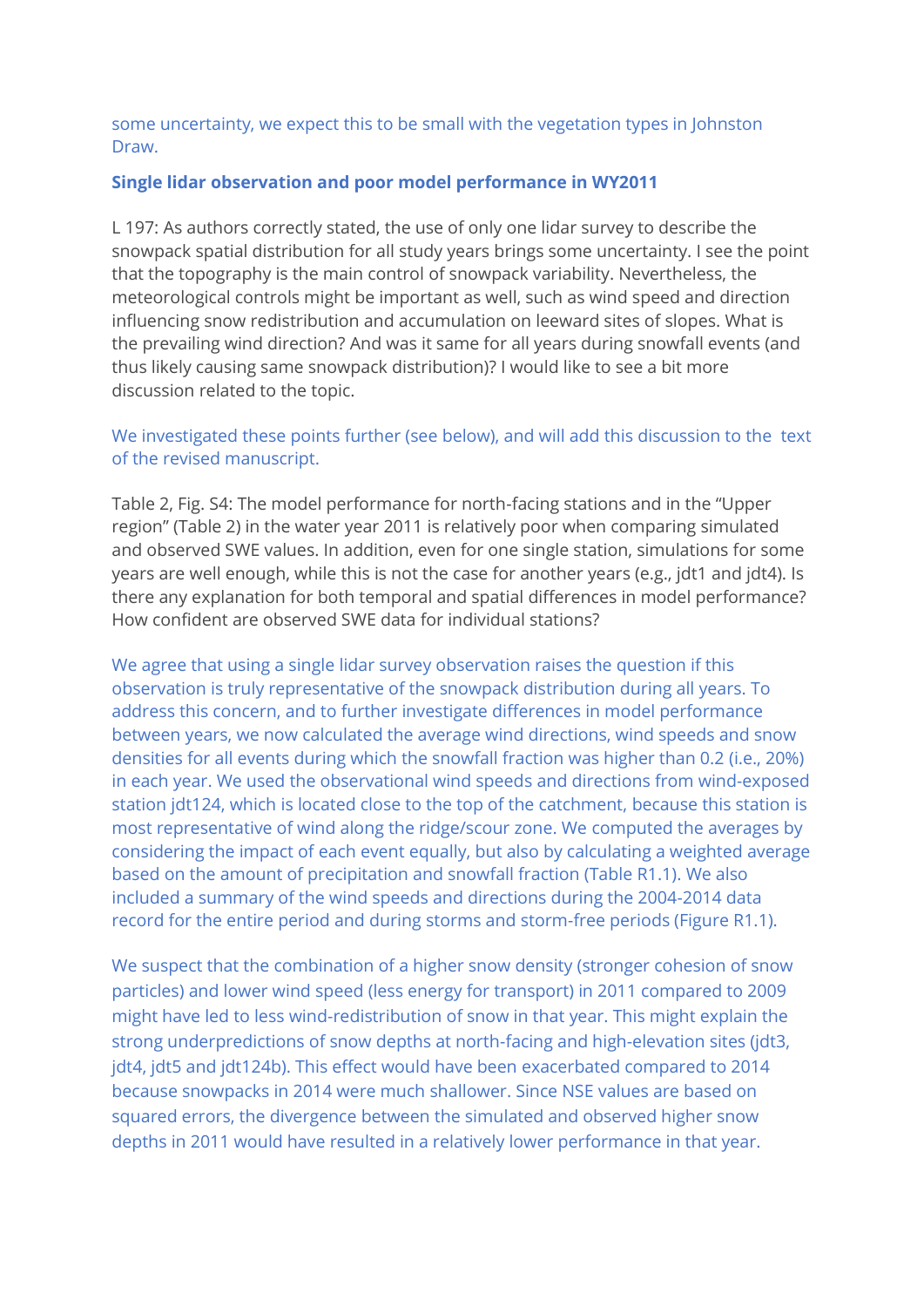some uncertainty, we expect this to be small with the vegetation types in Johnston Draw.

**Single lidar observation and poor model performance in WY2011**

L 197: As authors correctly stated, the use of only one lidar survey to describe the snowpack spatial distribution for all study years brings some uncertainty. I see the point that the topography is the main control of snowpack variability. Nevertheless, the meteorological controls might be important as well, such as wind speed and direction influencing snow redistribution and accumulation on leeward sites of slopes. What is the prevailing wind direction? And was it same for all years during snowfall events (and thus likely causing same snowpack distribution)? I would like to see a bit more discussion related to the topic.

We investigated these points further (see below), and will add this discussion to the text of the revised manuscript.

Table 2, Fig. S4: The model performance for north-facing stations and in the "Upper region" (Table 2) in the water year 2011 is relatively poor when comparing simulated and observed SWE values. In addition, even for one single station, simulations for some years are well enough, while this is not the case for another years (e.g., jdt1 and jdt4). Is there any explanation for both temporal and spatial differences in model performance? How confident are observed SWE data for individual stations?

We agree that using a single lidar survey observation raises the question if this observation is truly representative of the snowpack distribution during all years. To address this concern, and to further investigate differences in model performance between years, we now calculated the average wind directions, wind speeds and snow densities for all events during which the snowfall fraction was higher than 0.2 (i.e., 20%) in each year. We used the observational wind speeds and directions from wind-exposed station jdt124, which is located close to the top of the catchment, because this station is most representative of wind along the ridge/scour zone. We computed the averages by considering the impact of each event equally, but also by calculating a weighted average based on the amount of precipitation and snowfall fraction (Table R1.1). We also included a summary of the wind speeds and directions during the 2004-2014 data record for the entire period and during storms and storm-free periods (Figure R1.1).

We suspect that the combination of a higher snow density (stronger cohesion of snow particles) and lower wind speed (less energy for transport) in 2011 compared to 2009 might have led to less wind-redistribution of snow in that year. This might explain the strong underpredictions of snow depths at north-facing and high-elevation sites (jdt3, jdt4, jdt5 and jdt124b). This effect would have been exacerbated compared to 2014 because snowpacks in 2014 were much shallower. Since NSE values are based on squared errors, the divergence between the simulated and observed higher snow depths in 2011 would have resulted in a relatively lower performance in that year.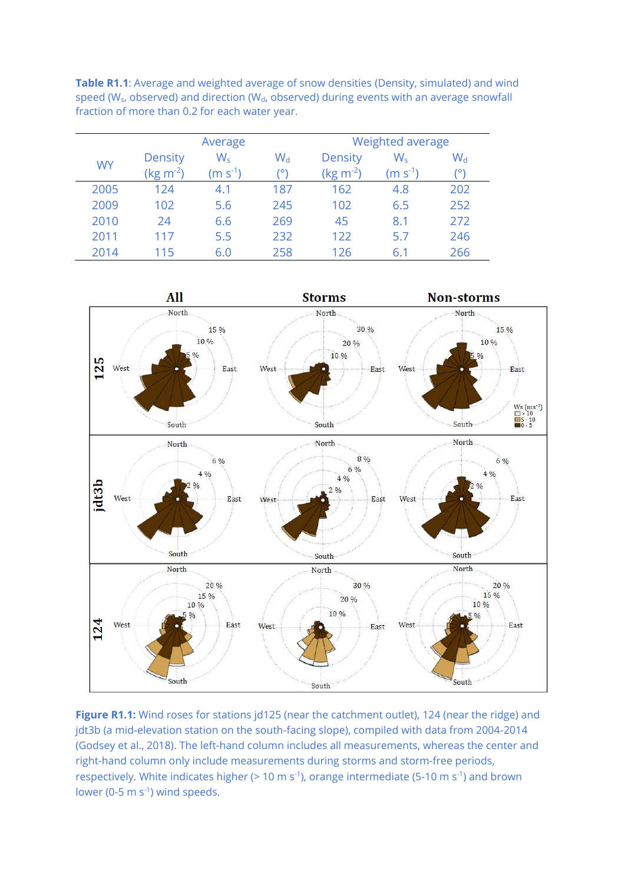**Table R1.1**: Average and weighted average of snow densities (Density, simulated) and wind speed ($W_s$, observed) and direction ($W_d$, observed) during events with an average snowfall fraction of more than 0.2 for each water year.

| WY | Average | | | Weighted average | | |
|---|---|---|---|---|---|---|
| | Density (kg m$^{-2}$) | $W_s$ (m s$^{-1}$) | $W_d$ (°) | Density (kg m$^{-2}$) | $W_s$ (m s$^{-1}$) | $W_d$ (°) |
| 2005 | 124 | 4.1 | 187 | 162 | 4.8 | 202 |
| 2009 | 102 | 5.6 | 245 | 102 | 6.5 | 252 |
| 2010 | 24 | 6.6 | 269 | 45 | 8.1 | 272 |
| 2011 | 117 | 5.5 | 232 | 122 | 5.7 | 246 |
| 2014 | 115 | 6.0 | 258 | 126 | 6.1 | 266 |

**Figure R1.1:** Wind roses for stations jd125 (near the catchment outlet), 124 (near the ridge) and jdt3b (a mid-elevation station on the south-facing slope), compiled with data from 2004-2014 (Godsey et al., 2018). The left-hand column includes all measurements, whereas the center and right-hand column only include measurements during storms and storm-free periods, respectively. White indicates higher (> 10 m s$^{-1}$), orange intermediate (5-10 m s$^{-1}$) and brown lower (0-5 m s$^{-1}$) wind speeds.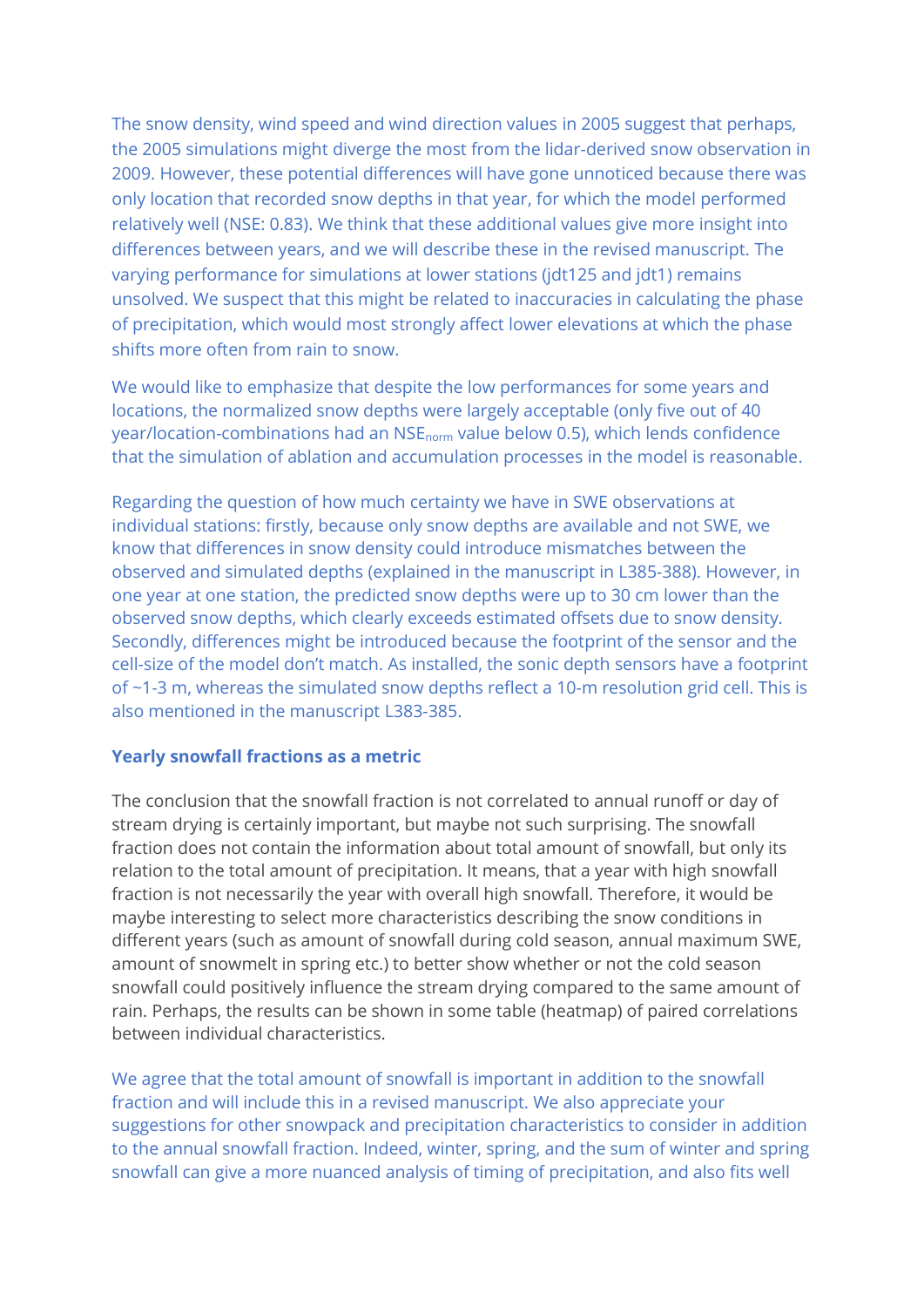The snow density, wind speed and wind direction values in 2005 suggest that perhaps, the 2005 simulations might diverge the most from the lidar-derived snow observation in 2009. However, these potential differences will have gone unnoticed because there was only location that recorded snow depths in that year, for which the model performed relatively well (NSE: 0.83). We think that these additional values give more insight into differences between years, and we will describe these in the revised manuscript. The varying performance for simulations at lower stations (jdt125 and jdt1) remains unsolved. We suspect that this might be related to inaccuracies in calculating the phase of precipitation, which would most strongly affect lower elevations at which the phase shifts more often from rain to snow.

We would like to emphasize that despite the low performances for some years and locations, the normalized snow depths were largely acceptable (only five out of 40 year/location-combinations had an $NSE_{norm}$ value below 0.5), which lends confidence that the simulation of ablation and accumulation processes in the model is reasonable.

Regarding the question of how much certainty we have in SWE observations at individual stations: firstly, because only snow depths are available and not SWE, we know that differences in snow density could introduce mismatches between the observed and simulated depths (explained in the manuscript in L385-388). However, in one year at one station, the predicted snow depths were up to 30 cm lower than the observed snow depths, which clearly exceeds estimated offsets due to snow density. Secondly, differences might be introduced because the footprint of the sensor and the cell-size of the model don't match. As installed, the sonic depth sensors have a footprint of ~1-3 m, whereas the simulated snow depths reflect a 10-m resolution grid cell. This is also mentioned in the manuscript L383-385.

**Yearly snowfall fractions as a metric**

The conclusion that the snowfall fraction is not correlated to annual runoff or day of stream drying is certainly important, but maybe not such surprising. The snowfall fraction does not contain the information about total amount of snowfall, but only its relation to the total amount of precipitation. It means, that a year with high snowfall fraction is not necessarily the year with overall high snowfall. Therefore, it would be maybe interesting to select more characteristics describing the snow conditions in different years (such as amount of snowfall during cold season, annual maximum SWE, amount of snowmelt in spring etc.) to better show whether or not the cold season snowfall could positively influence the stream drying compared to the same amount of rain. Perhaps, the results can be shown in some table (heatmap) of paired correlations between individual characteristics.

We agree that the total amount of snowfall is important in addition to the snowfall fraction and will include this in a revised manuscript. We also appreciate your suggestions for other snowpack and precipitation characteristics to consider in addition to the annual snowfall fraction. Indeed, winter, spring, and the sum of winter and spring snowfall can give a more nuanced analysis of timing of precipitation, and also fits well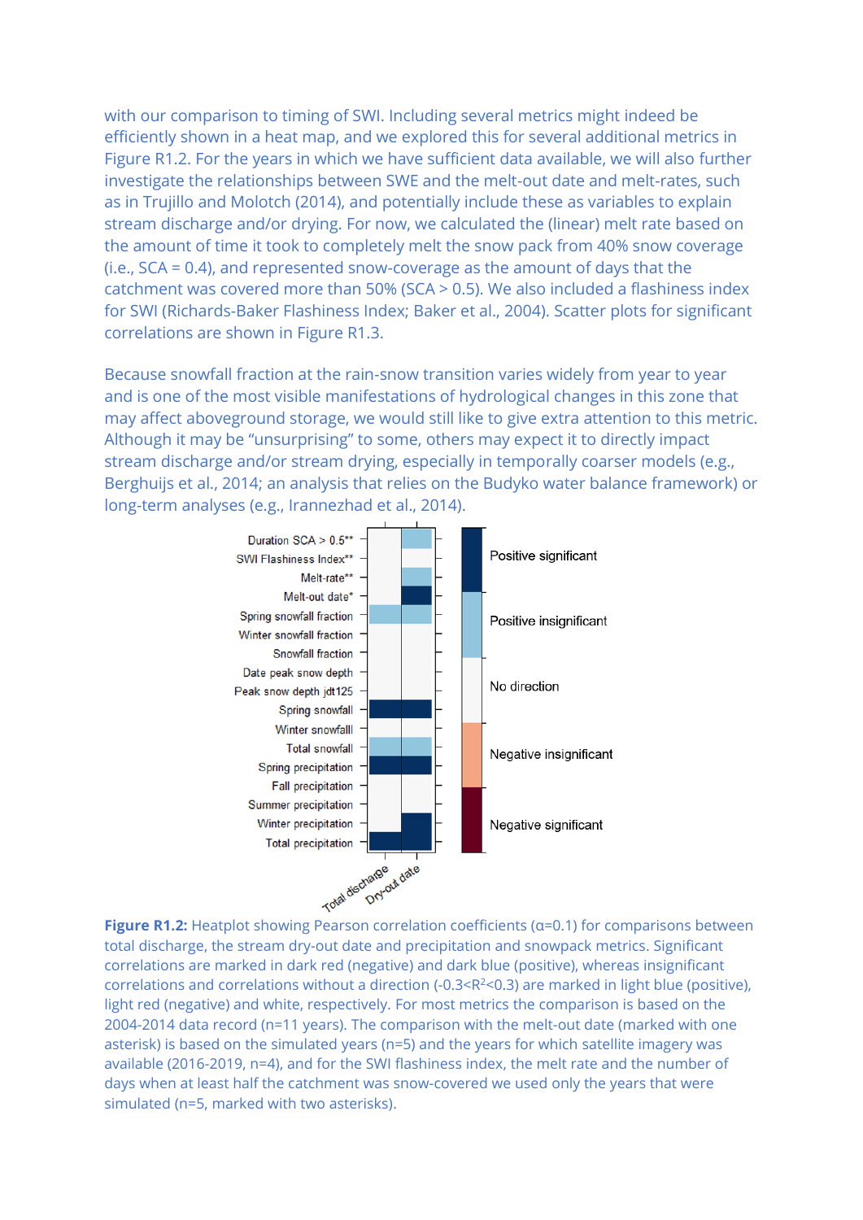with our comparison to timing of SWI. Including several metrics might indeed be efficiently shown in a heat map, and we explored this for several additional metrics in Figure R1.2. For the years in which we have sufficient data available, we will also further investigate the relationships between SWE and the melt-out date and melt-rates, such as in Trujillo and Molotch (2014), and potentially include these as variables to explain stream discharge and/or drying. For now, we calculated the (linear) melt rate based on the amount of time it took to completely melt the snow pack from 40% snow coverage (i.e., SCA = 0.4), and represented snow-coverage as the amount of days that the catchment was covered more than 50% (SCA > 0.5). We also included a flashiness index for SWI (Richards-Baker Flashiness Index; Baker et al., 2004). Scatter plots for significant correlations are shown in Figure R1.3.

Because snowfall fraction at the rain-snow transition varies widely from year to year and is one of the most visible manifestations of hydrological changes in this zone that may affect aboveground storage, we would still like to give extra attention to this metric. Although it may be "unsurprising" to some, others may expect it to directly impact stream discharge and/or stream drying, especially in temporally coarser models (e.g., Berghuijs et al., 2014; an analysis that relies on the Budyko water balance framework) or long-term analyses (e.g., Irannezhad et al., 2014).

**Figure R1.2:** Heatplot showing Pearson correlation coefficients (α=0.1) for comparisons between total discharge, the stream dry-out date and precipitation and snowpack metrics. Significant correlations are marked in dark red (negative) and dark blue (positive), whereas insignificant correlations and correlations without a direction ($-0.3<R^2<0.3$) are marked in light blue (positive), light red (negative) and white, respectively. For most metrics the comparison is based on the 2004-2014 data record (n=11 years). The comparison with the melt-out date (marked with one asterisk) is based on the simulated years (n=5) and the years for which satellite imagery was available (2016-2019, n=4), and for the SWI flashiness index, the melt rate and the number of days when at least half the catchment was snow-covered we used only the years that were simulated (n=5, marked with two asterisks).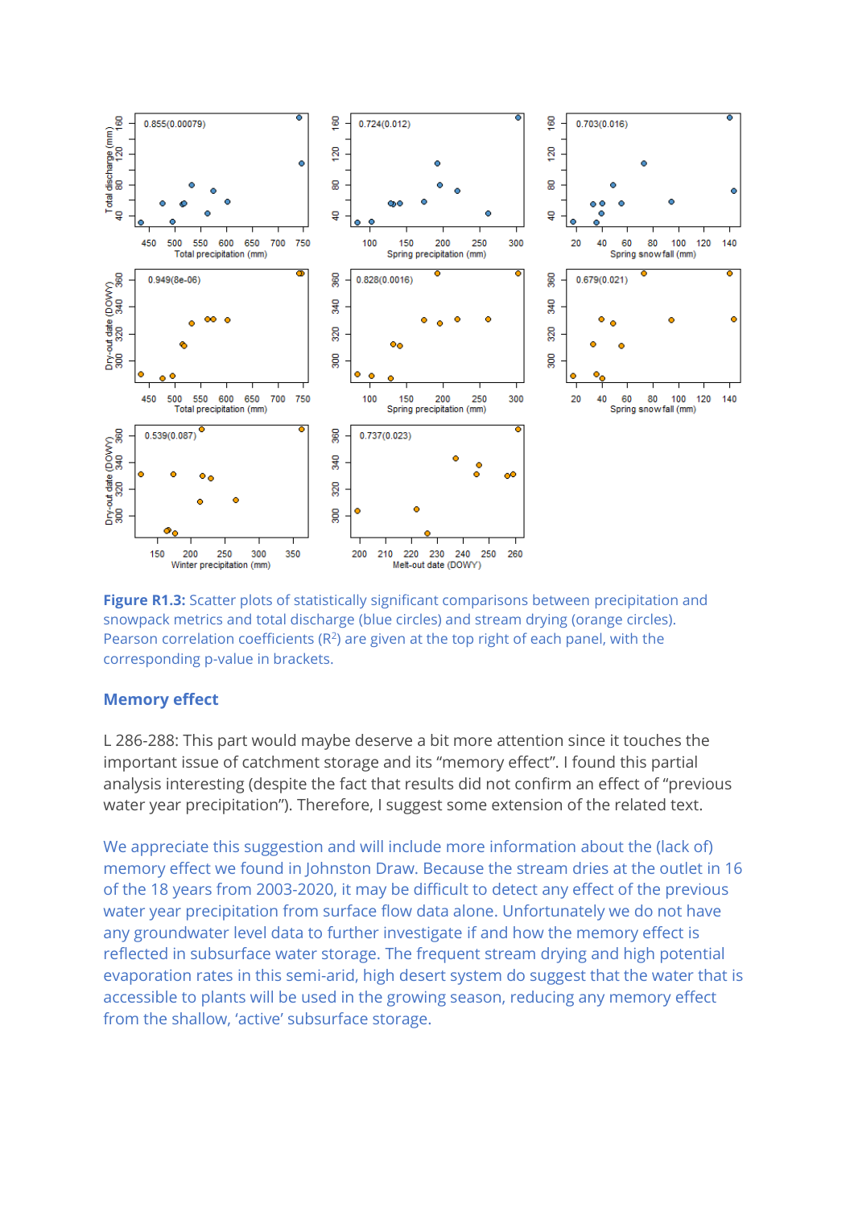**Figure R1.3:** Scatter plots of statistically significant comparisons between precipitation and snowpack metrics and total discharge (blue circles) and stream drying (orange circles). Pearson correlation coefficients ($R^2$) are given at the top right of each panel, with the corresponding p-value in brackets.

## Memory effect

L 286-288: This part would maybe deserve a bit more attention since it touches the important issue of catchment storage and its "memory effect". I found this partial analysis interesting (despite the fact that results did not confirm an effect of "previous water year precipitation"). Therefore, I suggest some extension of the related text.

We appreciate this suggestion and will include more information about the (lack of) memory effect we found in Johnston Draw. Because the stream dries at the outlet in 16 of the 18 years from 2003-2020, it may be difficult to detect any effect of the previous water year precipitation from surface flow data alone. Unfortunately we do not have any groundwater level data to further investigate if and how the memory effect is reflected in subsurface water storage. The frequent stream drying and high potential evaporation rates in this semi-arid, high desert system do suggest that the water that is accessible to plants will be used in the growing season, reducing any memory effect from the shallow, 'active' subsurface storage.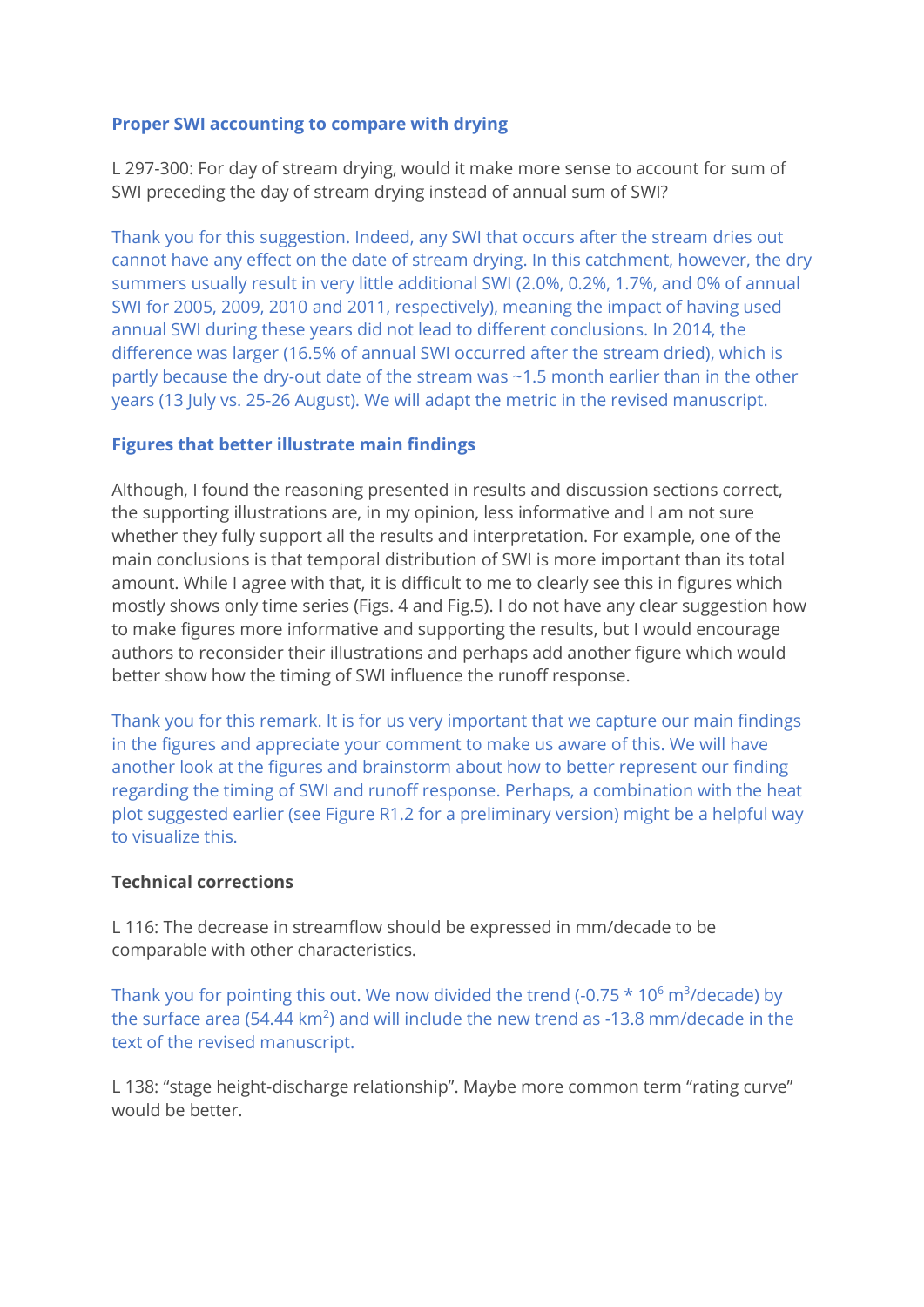**Proper SWI accounting to compare with drying**

L 297-300: For day of stream drying, would it make more sense to account for sum of SWI preceding the day of stream drying instead of annual sum of SWI?

Thank you for this suggestion. Indeed, any SWI that occurs after the stream dries out cannot have any effect on the date of stream drying. In this catchment, however, the dry summers usually result in very little additional SWI (2.0%, 0.2%, 1.7%, and 0% of annual SWI for 2005, 2009, 2010 and 2011, respectively), meaning the impact of having used annual SWI during these years did not lead to different conclusions. In 2014, the difference was larger (16.5% of annual SWI occurred after the stream dried), which is partly because the dry-out date of the stream was ~1.5 month earlier than in the other years (13 July vs. 25-26 August). We will adapt the metric in the revised manuscript.

**Figures that better illustrate main findings**

Although, I found the reasoning presented in results and discussion sections correct, the supporting illustrations are, in my opinion, less informative and I am not sure whether they fully support all the results and interpretation. For example, one of the main conclusions is that temporal distribution of SWI is more important than its total amount. While I agree with that, it is difficult to me to clearly see this in figures which mostly shows only time series (Figs. 4 and Fig.5). I do not have any clear suggestion how to make figures more informative and supporting the results, but I would encourage authors to reconsider their illustrations and perhaps add another figure which would better show how the timing of SWI influence the runoff response.

Thank you for this remark. It is for us very important that we capture our main findings in the figures and appreciate your comment to make us aware of this. We will have another look at the figures and brainstorm about how to better represent our finding regarding the timing of SWI and runoff response. Perhaps, a combination with the heat plot suggested earlier (see Figure R1.2 for a preliminary version) might be a helpful way to visualize this.

**Technical corrections**

L 116: The decrease in streamflow should be expressed in mm/decade to be comparable with other characteristics.

Thank you for pointing this out. We now divided the trend ($-0.75 * 10^6$ $m^3$/decade) by the surface area (54.44 $km^2$) and will include the new trend as -13.8 mm/decade in the text of the revised manuscript.

L 138: "stage height-discharge relationship". Maybe more common term "rating curve" would be better.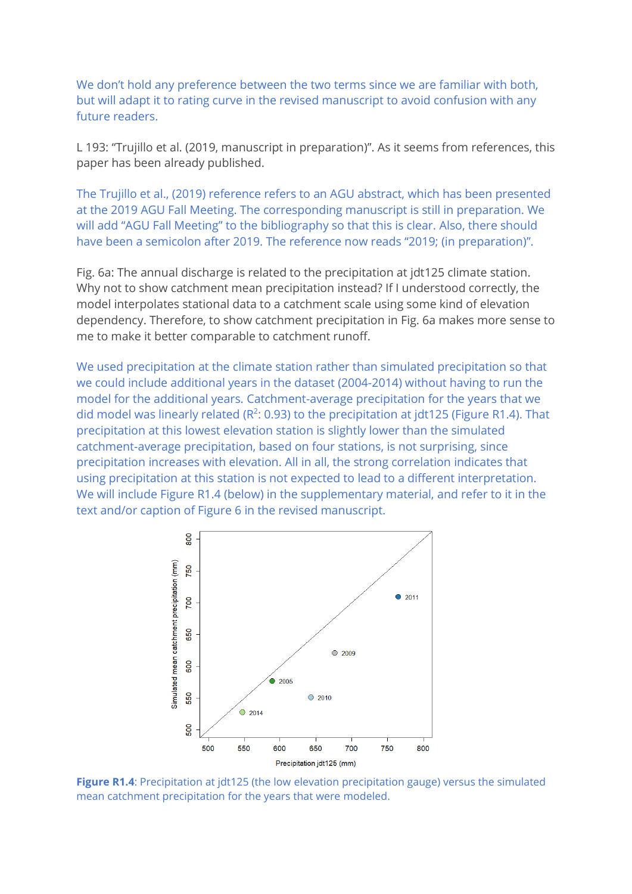We don't hold any preference between the two terms since we are familiar with both, but will adapt it to rating curve in the revised manuscript to avoid confusion with any future readers.

L 193: "Trujillo et al. (2019, manuscript in preparation)". As it seems from references, this paper has been already published.

The Trujillo et al., (2019) reference refers to an AGU abstract, which has been presented at the 2019 AGU Fall Meeting. The corresponding manuscript is still in preparation. We will add "AGU Fall Meeting" to the bibliography so that this is clear. Also, there should have been a semicolon after 2019. The reference now reads "2019; (in preparation)".

Fig. 6a: The annual discharge is related to the precipitation at jdt125 climate station. Why not to show catchment mean precipitation instead? If I understood correctly, the model interpolates stational data to a catchment scale using some kind of elevation dependency. Therefore, to show catchment precipitation in Fig. 6a makes more sense to me to make it better comparable to catchment runoff.

We used precipitation at the climate station rather than simulated precipitation so that we could include additional years in the dataset (2004-2014) without having to run the model for the additional years. Catchment-average precipitation for the years that we did model was linearly related ($R^2$: 0.93) to the precipitation at jdt125 (Figure R1.4). That precipitation at this lowest elevation station is slightly lower than the simulated catchment-average precipitation, based on four stations, is not surprising, since precipitation increases with elevation. All in all, the strong correlation indicates that using precipitation at this station is not expected to lead to a different interpretation. We will include Figure R1.4 (below) in the supplementary material, and refer to it in the text and/or caption of Figure 6 in the revised manuscript.

**Figure R1.4**: Precipitation at jdt125 (the low elevation precipitation gauge) versus the simulated mean catchment precipitation for the years that were modeled.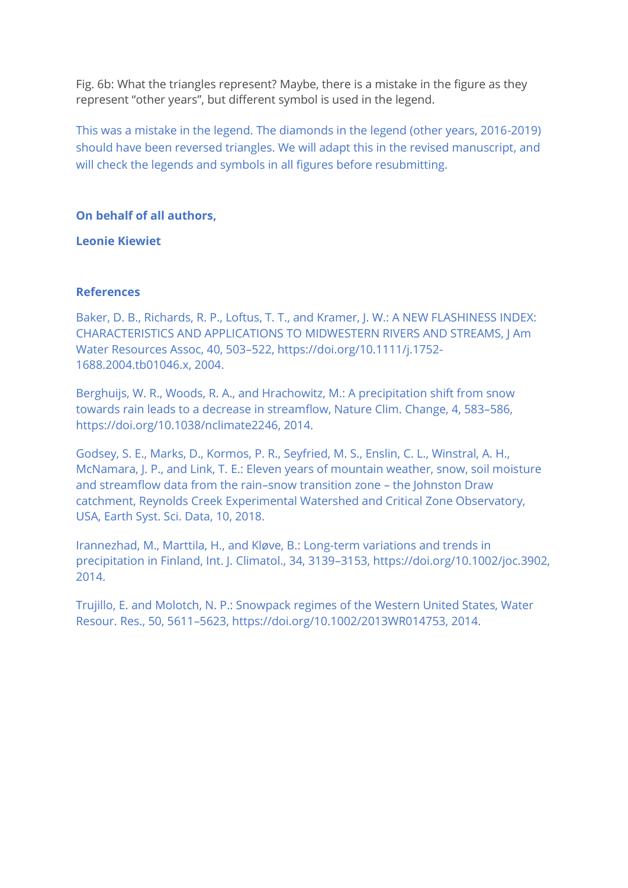Fig. 6b: What the triangles represent? Maybe, there is a mistake in the figure as they represent "other years", but different symbol is used in the legend.

This was a mistake in the legend. The diamonds in the legend (other years, 2016-2019) should have been reversed triangles. We will adapt this in the revised manuscript, and will check the legends and symbols in all figures before resubmitting.

**On behalf of all authors,**

**Leonie Kiewiet**

## References

Baker, D. B., Richards, R. P., Loftus, T. T., and Kramer, J. W.: A NEW FLASHINESS INDEX: CHARACTERISTICS AND APPLICATIONS TO MIDWESTERN RIVERS AND STREAMS, J Am Water Resources Assoc, 40, 503–522, https://doi.org/10.1111/j.1752-1688.2004.tb01046.x, 2004.

Berghuijs, W. R., Woods, R. A., and Hrachowitz, M.: A precipitation shift from snow towards rain leads to a decrease in streamflow, Nature Clim. Change, 4, 583–586, https://doi.org/10.1038/nclimate2246, 2014.

Godsey, S. E., Marks, D., Kormos, P. R., Seyfried, M. S., Enslin, C. L., Winstral, A. H., McNamara, J. P., and Link, T. E.: Eleven years of mountain weather, snow, soil moisture and streamflow data from the rain–snow transition zone – the Johnston Draw catchment, Reynolds Creek Experimental Watershed and Critical Zone Observatory, USA, Earth Syst. Sci. Data, 10, 2018.

Irannezhad, M., Marttila, H., and Kløve, B.: Long-term variations and trends in precipitation in Finland, Int. J. Climatol., 34, 3139–3153, https://doi.org/10.1002/joc.3902, 2014.

Trujillo, E. and Molotch, N. P.: Snowpack regimes of the Western United States, Water Resour. Res., 50, 5611–5623, https://doi.org/10.1002/2013WR014753, 2014.